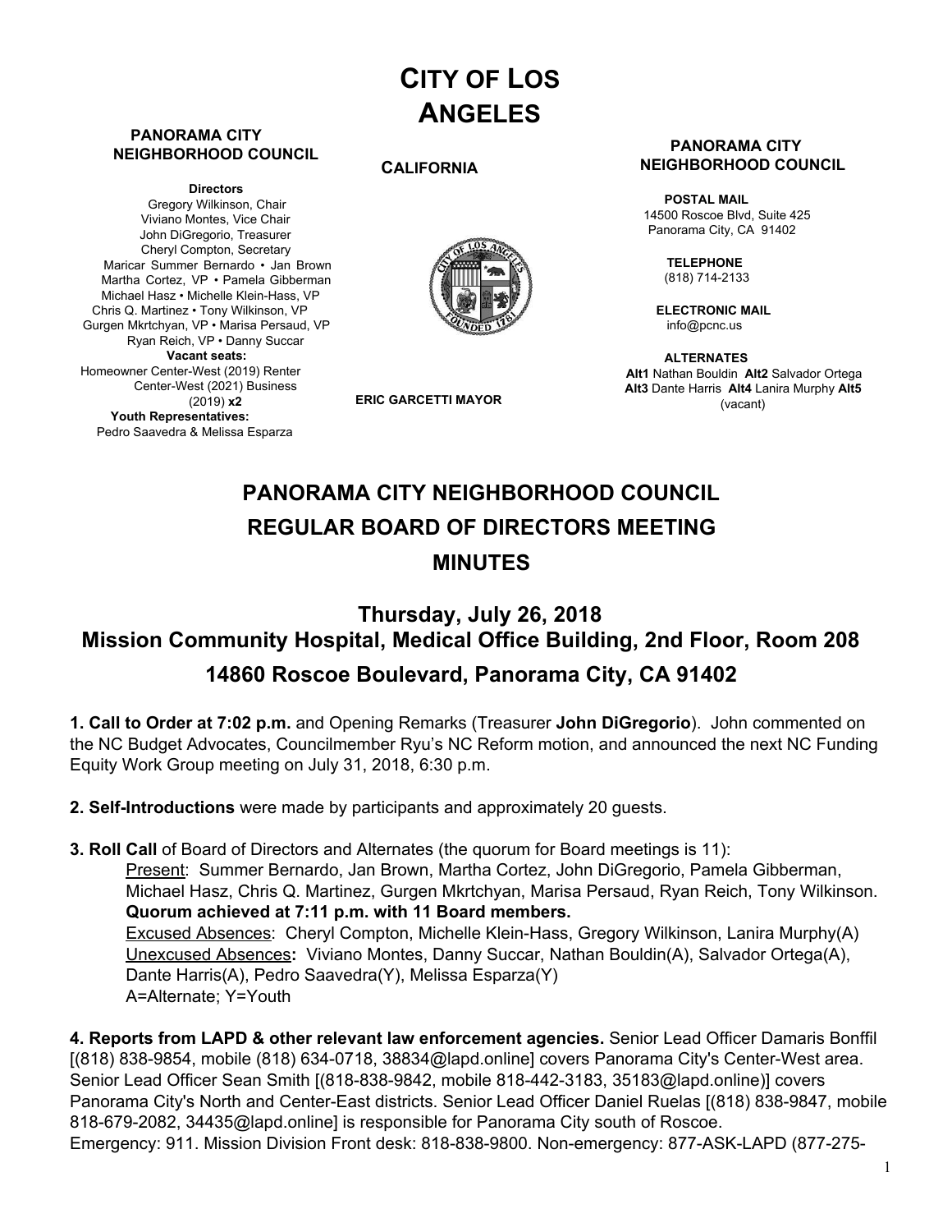# CITY OF LOS ANGELES

**CALIFORNIA**

**ERIC GARCETTI MAYOR**

**PANORAMA CITY NEIGHBORHOOD COUNCIL**

**Directors**
Gregory Wilkinson, Chair
Viviano Montes, Vice Chair
John DiGregorio, Treasurer
Cheryl Compton, Secretary
Maricar Summer Bernardo • Jan Brown
Martha Cortez, VP • Pamela Gibberman
Michael Hasz • Michelle Klein-Hass, VP
Chris Q. Martinez • Tony Wilkinson, VP
Gurgen Mkrtchyan, VP • Marisa Persaud, VP
Ryan Reich, VP • Danny Succar
**Vacant seats:**
Homeowner Center-West (2019) Renter Center-West (2021) Business (2019) **x2**
**Youth Representatives:**
Pedro Saavedra & Melissa Esparza

**PANORAMA CITY NEIGHBORHOOD COUNCIL**

**POSTAL MAIL**
14500 Roscoe Blvd, Suite 425
Panorama City, CA 91402

**TELEPHONE**
(818) 714-2133

**ELECTRONIC MAIL**
info@pcnc.us

**ALTERNATES**
**Alt1** Nathan Bouldin **Alt2** Salvador Ortega **Alt3** Dante Harris **Alt4** Lanira Murphy **Alt5** (vacant)

## PANORAMA CITY NEIGHBORHOOD COUNCIL
## REGULAR BOARD OF DIRECTORS MEETING
## MINUTES

### Thursday, July 26, 2018
### Mission Community Hospital, Medical Office Building, 2nd Floor, Room 208
### 14860 Roscoe Boulevard, Panorama City, CA 91402

**1. Call to Order at 7:02 p.m.** and Opening Remarks (Treasurer **John DiGregorio**). John commented on the NC Budget Advocates, Councilmember Ryu's NC Reform motion, and announced the next NC Funding Equity Work Group meeting on July 31, 2018, 6:30 p.m.

**2. Self-Introductions** were made by participants and approximately 20 guests.

**3. Roll Call** of Board of Directors and Alternates (the quorum for Board meetings is 11):

Present: Summer Bernardo, Jan Brown, Martha Cortez, John DiGregorio, Pamela Gibberman, Michael Hasz, Chris Q. Martinez, Gurgen Mkrtchyan, Marisa Persaud, Ryan Reich, Tony Wilkinson.
**Quorum achieved at 7:11 p.m. with 11 Board members.**
Excused Absences: Cheryl Compton, Michelle Klein-Hass, Gregory Wilkinson, Lanira Murphy(A)
Unexcused Absences**:** Viviano Montes, Danny Succar, Nathan Bouldin(A), Salvador Ortega(A), Dante Harris(A), Pedro Saavedra(Y), Melissa Esparza(Y)
A=Alternate; Y=Youth

**4. Reports from LAPD & other relevant law enforcement agencies.** Senior Lead Officer Damaris Bonffil [(818) 838-9854, mobile (818) 634-0718, 38834@lapd.online] covers Panorama City's Center-West area. Senior Lead Officer Sean Smith [(818-838-9842, mobile 818-442-3183, 35183@lapd.online)] covers Panorama City's North and Center-East districts. Senior Lead Officer Daniel Ruelas [(818) 838-9847, mobile 818-679-2082, 34435@lapd.online] is responsible for Panorama City south of Roscoe.
Emergency: 911. Mission Division Front desk: 818-838-9800. Non-emergency: 877-ASK-LAPD (877-275-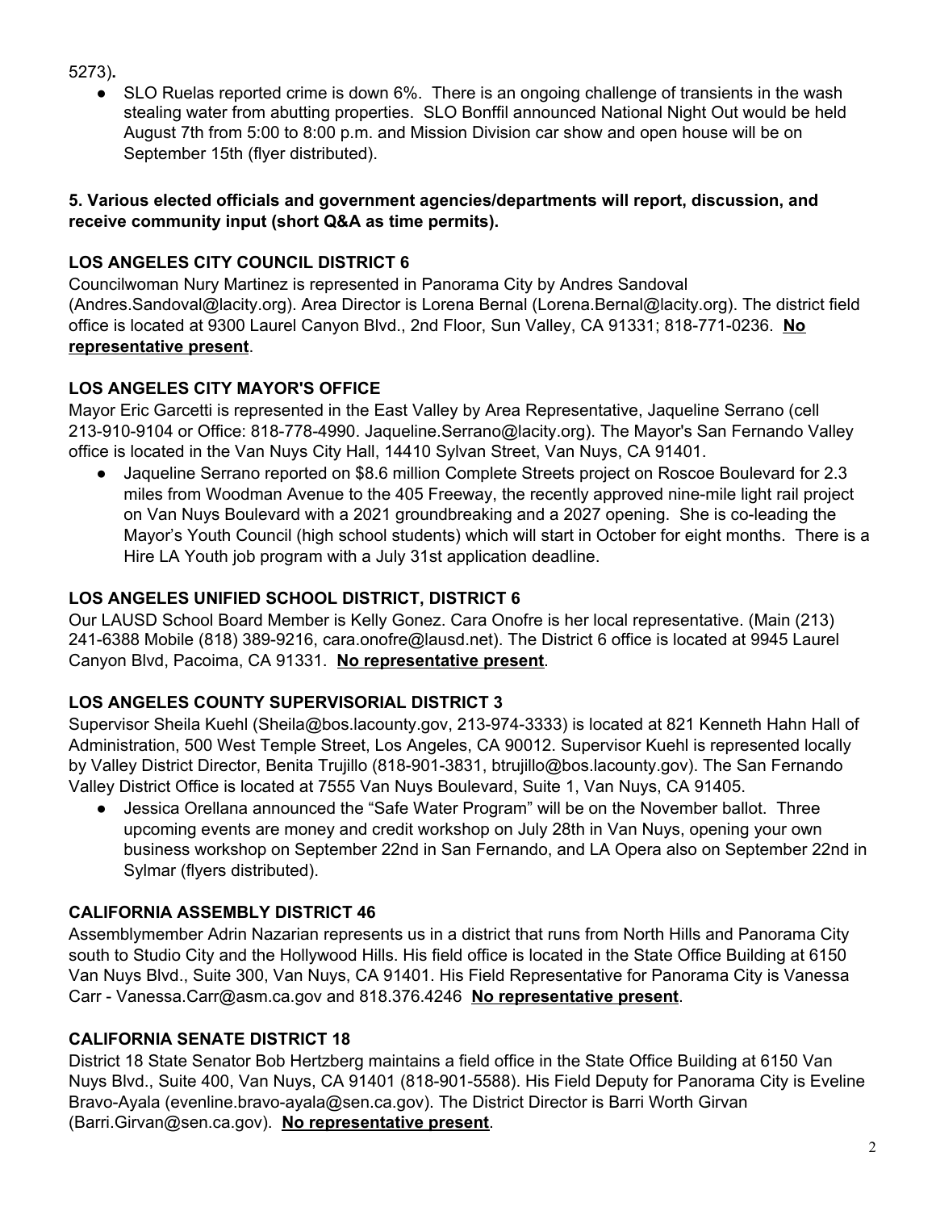5273)**.**

- SLO Ruelas reported crime is down 6%. There is an ongoing challenge of transients in the wash stealing water from abutting properties. SLO Bonffil announced National Night Out would be held August 7th from 5:00 to 8:00 p.m. and Mission Division car show and open house will be on September 15th (flyer distributed).

**5. Various elected officials and government agencies/departments will report, discussion, and receive community input (short Q&A as time permits).**

**LOS ANGELES CITY COUNCIL DISTRICT 6**

Councilwoman Nury Martinez is represented in Panorama City by Andres Sandoval (Andres.Sandoval@lacity.org). Area Director is Lorena Bernal (Lorena.Bernal@lacity.org). The district field office is located at 9300 Laurel Canyon Blvd., 2nd Floor, Sun Valley, CA 91331; 818-771-0236. **No representative present**.

**LOS ANGELES CITY MAYOR'S OFFICE**

Mayor Eric Garcetti is represented in the East Valley by Area Representative, Jaqueline Serrano (cell 213-910-9104 or Office: 818-778-4990. Jaqueline.Serrano@lacity.org). The Mayor's San Fernando Valley office is located in the Van Nuys City Hall, 14410 Sylvan Street, Van Nuys, CA 91401.

- Jaqueline Serrano reported on $8.6 million Complete Streets project on Roscoe Boulevard for 2.3 miles from Woodman Avenue to the 405 Freeway, the recently approved nine-mile light rail project on Van Nuys Boulevard with a 2021 groundbreaking and a 2027 opening. She is co-leading the Mayor's Youth Council (high school students) which will start in October for eight months. There is a Hire LA Youth job program with a July 31st application deadline.

**LOS ANGELES UNIFIED SCHOOL DISTRICT, DISTRICT 6**

Our LAUSD School Board Member is Kelly Gonez. Cara Onofre is her local representative. (Main (213) 241-6388 Mobile (818) 389-9216, cara.onofre@lausd.net). The District 6 office is located at 9945 Laurel Canyon Blvd, Pacoima, CA 91331. **No representative present**.

**LOS ANGELES COUNTY SUPERVISORIAL DISTRICT 3**

Supervisor Sheila Kuehl (Sheila@bos.lacounty.gov, 213-974-3333) is located at 821 Kenneth Hahn Hall of Administration, 500 West Temple Street, Los Angeles, CA 90012. Supervisor Kuehl is represented locally by Valley District Director, Benita Trujillo (818-901-3831, btrujillo@bos.lacounty.gov). The San Fernando Valley District Office is located at 7555 Van Nuys Boulevard, Suite 1, Van Nuys, CA 91405.

- Jessica Orellana announced the "Safe Water Program" will be on the November ballot. Three upcoming events are money and credit workshop on July 28th in Van Nuys, opening your own business workshop on September 22nd in San Fernando, and LA Opera also on September 22nd in Sylmar (flyers distributed).

**CALIFORNIA ASSEMBLY DISTRICT 46**

Assemblymember Adrin Nazarian represents us in a district that runs from North Hills and Panorama City south to Studio City and the Hollywood Hills. His field office is located in the State Office Building at 6150 Van Nuys Blvd., Suite 300, Van Nuys, CA 91401. His Field Representative for Panorama City is Vanessa Carr - Vanessa.Carr@asm.ca.gov and 818.376.4246 **No representative present**.

**CALIFORNIA SENATE DISTRICT 18**

District 18 State Senator Bob Hertzberg maintains a field office in the State Office Building at 6150 Van Nuys Blvd., Suite 400, Van Nuys, CA 91401 (818-901-5588). His Field Deputy for Panorama City is Eveline Bravo-Ayala (evenline.bravo-ayala@sen.ca.gov). The District Director is Barri Worth Girvan (Barri.Girvan@sen.ca.gov). **No representative present**.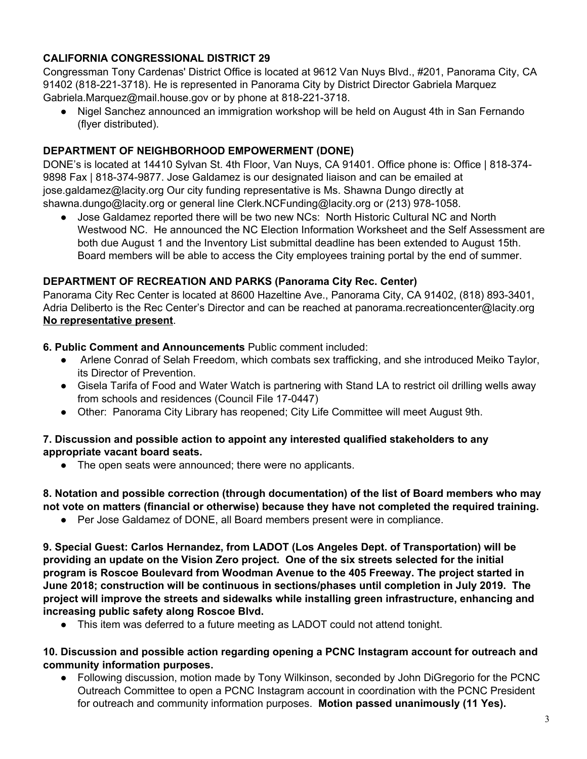**CALIFORNIA CONGRESSIONAL DISTRICT 29**

Congressman Tony Cardenas' District Office is located at 9612 Van Nuys Blvd., #201, Panorama City, CA 91402 (818-221-3718). He is represented in Panorama City by District Director Gabriela Marquez Gabriela.Marquez@mail.house.gov or by phone at 818-221-3718.

- Nigel Sanchez announced an immigration workshop will be held on August 4th in San Fernando (flyer distributed).

**DEPARTMENT OF NEIGHBORHOOD EMPOWERMENT (DONE)**

DONE's is located at 14410 Sylvan St. 4th Floor, Van Nuys, CA 91401. Office phone is: Office | 818-374-9898 Fax | 818-374-9877. Jose Galdamez is our designated liaison and can be emailed at jose.galdamez@lacity.org Our city funding representative is Ms. Shawna Dungo directly at shawna.dungo@lacity.org or general line Clerk.NCFunding@lacity.org or (213) 978-1058.

- Jose Galdamez reported there will be two new NCs: North Historic Cultural NC and North Westwood NC. He announced the NC Election Information Worksheet and the Self Assessment are both due August 1 and the Inventory List submittal deadline has been extended to August 15th. Board members will be able to access the City employees training portal by the end of summer.

**DEPARTMENT OF RECREATION AND PARKS (Panorama City Rec. Center)**

Panorama City Rec Center is located at 8600 Hazeltine Ave., Panorama City, CA 91402, (818) 893-3401, Adria Deliberto is the Rec Center's Director and can be reached at panorama.recreationcenter@lacity.org **No representative present**.

**6. Public Comment and Announcements** Public comment included:

- Arlene Conrad of Selah Freedom, which combats sex trafficking, and she introduced Meiko Taylor, its Director of Prevention.
- Gisela Tarifa of Food and Water Watch is partnering with Stand LA to restrict oil drilling wells away from schools and residences (Council File 17-0447)
- Other: Panorama City Library has reopened; City Life Committee will meet August 9th.

**7. Discussion and possible action to appoint any interested qualified stakeholders to any appropriate vacant board seats.**

- The open seats were announced; there were no applicants.

**8. Notation and possible correction (through documentation) of the list of Board members who may not vote on matters (financial or otherwise) because they have not completed the required training.**

- Per Jose Galdamez of DONE, all Board members present were in compliance.

**9. Special Guest: Carlos Hernandez, from LADOT (Los Angeles Dept. of Transportation) will be providing an update on the Vision Zero project. One of the six streets selected for the initial program is Roscoe Boulevard from Woodman Avenue to the 405 Freeway. The project started in June 2018; construction will be continuous in sections/phases until completion in July 2019. The project will improve the streets and sidewalks while installing green infrastructure, enhancing and increasing public safety along Roscoe Blvd.**

- This item was deferred to a future meeting as LADOT could not attend tonight.

**10. Discussion and possible action regarding opening a PCNC Instagram account for outreach and community information purposes.**

- Following discussion, motion made by Tony Wilkinson, seconded by John DiGregorio for the PCNC Outreach Committee to open a PCNC Instagram account in coordination with the PCNC President for outreach and community information purposes. **Motion passed unanimously (11 Yes).**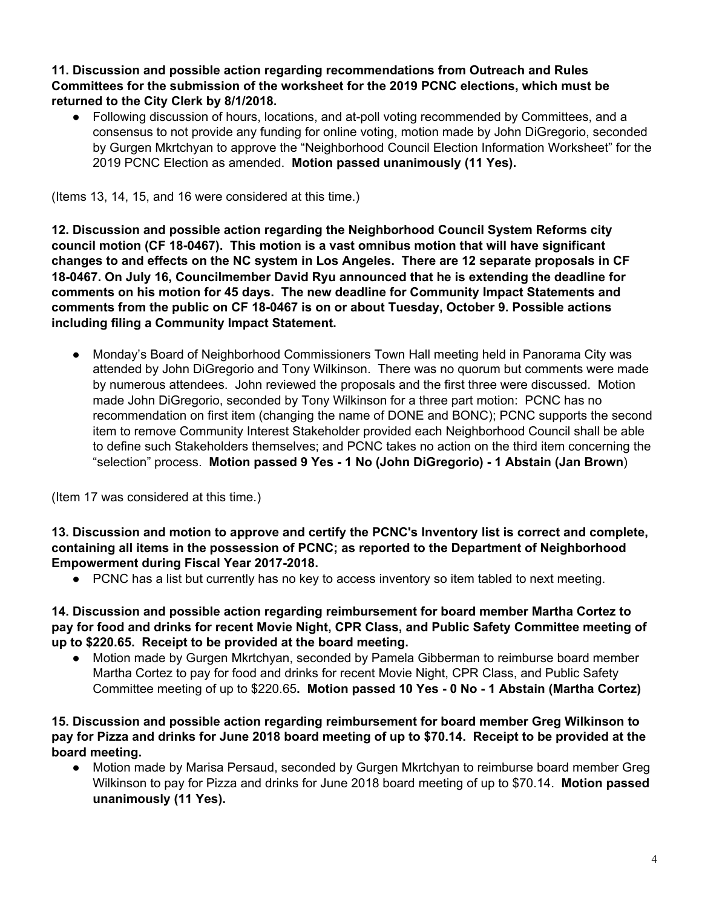**11. Discussion and possible action regarding recommendations from Outreach and Rules Committees for the submission of the worksheet for the 2019 PCNC elections, which must be returned to the City Clerk by 8/1/2018.**

- Following discussion of hours, locations, and at-poll voting recommended by Committees, and a consensus to not provide any funding for online voting, motion made by John DiGregorio, seconded by Gurgen Mkrtchyan to approve the "Neighborhood Council Election Information Worksheet" for the 2019 PCNC Election as amended. **Motion passed unanimously (11 Yes).**

(Items 13, 14, 15, and 16 were considered at this time.)

**12. Discussion and possible action regarding the Neighborhood Council System Reforms city council motion (CF 18-0467). This motion is a vast omnibus motion that will have significant changes to and effects on the NC system in Los Angeles. There are 12 separate proposals in CF 18-0467. On July 16, Councilmember David Ryu announced that he is extending the deadline for comments on his motion for 45 days. The new deadline for Community Impact Statements and comments from the public on CF 18-0467 is on or about Tuesday, October 9. Possible actions including filing a Community Impact Statement.**

- Monday's Board of Neighborhood Commissioners Town Hall meeting held in Panorama City was attended by John DiGregorio and Tony Wilkinson. There was no quorum but comments were made by numerous attendees. John reviewed the proposals and the first three were discussed. Motion made John DiGregorio, seconded by Tony Wilkinson for a three part motion: PCNC has no recommendation on first item (changing the name of DONE and BONC); PCNC supports the second item to remove Community Interest Stakeholder provided each Neighborhood Council shall be able to define such Stakeholders themselves; and PCNC takes no action on the third item concerning the "selection" process. **Motion passed 9 Yes - 1 No (John DiGregorio) - 1 Abstain (Jan Brown**)

(Item 17 was considered at this time.)

**13. Discussion and motion to approve and certify the PCNC's Inventory list is correct and complete, containing all items in the possession of PCNC; as reported to the Department of Neighborhood Empowerment during Fiscal Year 2017-2018.**

- PCNC has a list but currently has no key to access inventory so item tabled to next meeting.

**14. Discussion and possible action regarding reimbursement for board member Martha Cortez to pay for food and drinks for recent Movie Night, CPR Class, and Public Safety Committee meeting of up to $220.65. Receipt to be provided at the board meeting.**

- Motion made by Gurgen Mkrtchyan, seconded by Pamela Gibberman to reimburse board member Martha Cortez to pay for food and drinks for recent Movie Night, CPR Class, and Public Safety Committee meeting of up to $220.65**. Motion passed 10 Yes - 0 No - 1 Abstain (Martha Cortez)**

**15. Discussion and possible action regarding reimbursement for board member Greg Wilkinson to pay for Pizza and drinks for June 2018 board meeting of up to $70.14. Receipt to be provided at the board meeting.**

- Motion made by Marisa Persaud, seconded by Gurgen Mkrtchyan to reimburse board member Greg Wilkinson to pay for Pizza and drinks for June 2018 board meeting of up to $70.14. **Motion passed unanimously (11 Yes).**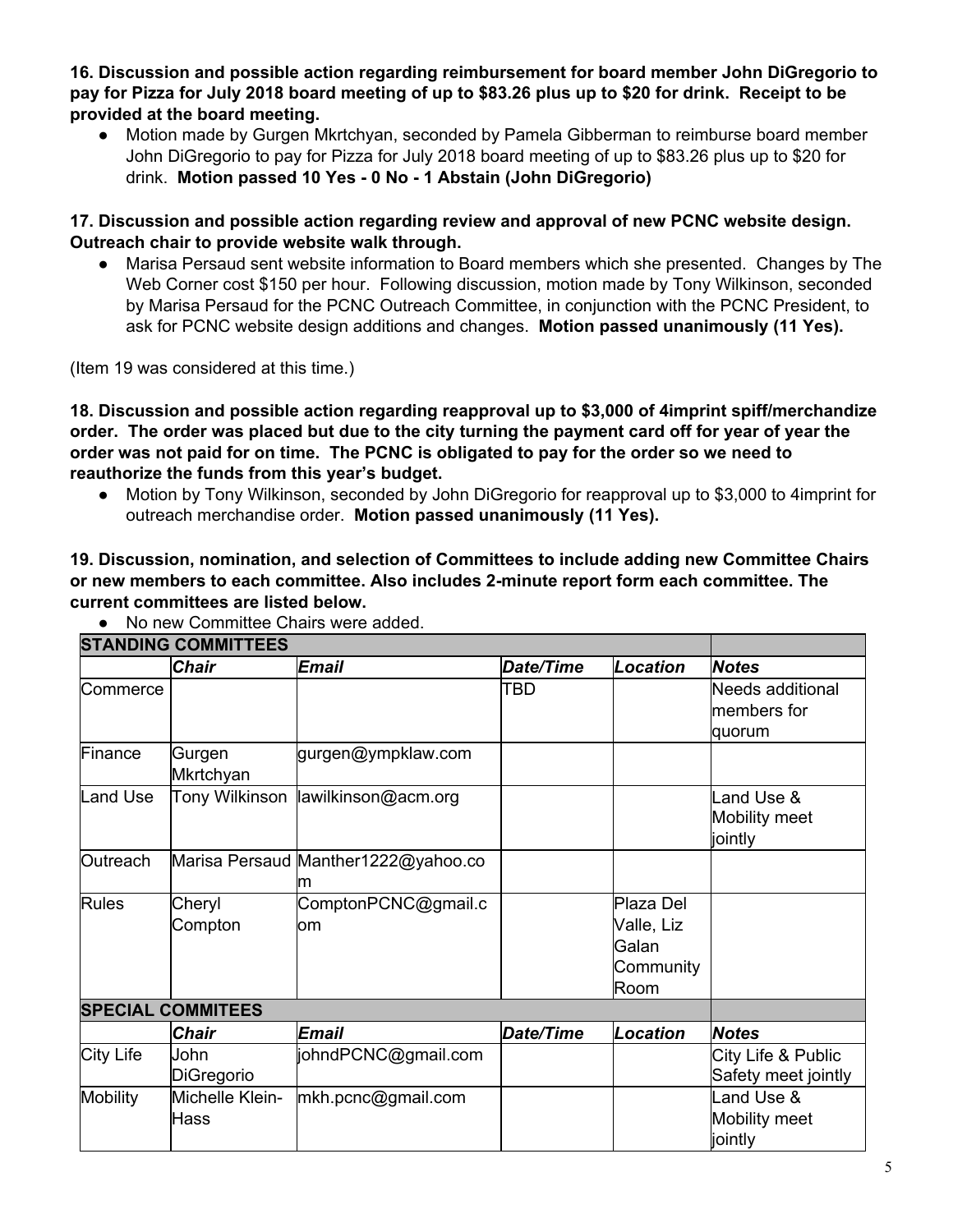**16. Discussion and possible action regarding reimbursement for board member John DiGregorio to pay for Pizza for July 2018 board meeting of up to $83.26 plus up to $20 for drink. Receipt to be provided at the board meeting.**

- Motion made by Gurgen Mkrtchyan, seconded by Pamela Gibberman to reimburse board member John DiGregorio to pay for Pizza for July 2018 board meeting of up to $83.26 plus up to $20 for drink. **Motion passed 10 Yes - 0 No - 1 Abstain (John DiGregorio)**

**17. Discussion and possible action regarding review and approval of new PCNC website design. Outreach chair to provide website walk through.**

- Marisa Persaud sent website information to Board members which she presented. Changes by The Web Corner cost $150 per hour. Following discussion, motion made by Tony Wilkinson, seconded by Marisa Persaud for the PCNC Outreach Committee, in conjunction with the PCNC President, to ask for PCNC website design additions and changes. **Motion passed unanimously (11 Yes).**

(Item 19 was considered at this time.)

**18. Discussion and possible action regarding reapproval up to $3,000 of 4imprint spiff/merchandize order. The order was placed but due to the city turning the payment card off for year of year the order was not paid for on time. The PCNC is obligated to pay for the order so we need to reauthorize the funds from this year's budget.**

- Motion by Tony Wilkinson, seconded by John DiGregorio for reapproval up to $3,000 to 4imprint for outreach merchandise order. **Motion passed unanimously (11 Yes).**

**19. Discussion, nomination, and selection of Committees to include adding new Committee Chairs or new members to each committee. Also includes 2-minute report form each committee. The current committees are listed below.**

- No new Committee Chairs were added.

| **STANDING COMMITTEES** | | | | | |
|---|---|---|---|---|---|
| | ***Chair*** | ***Email*** | ***Date/Time*** | ***Location*** | ***Notes*** |
| Commerce | | | TBD | | Needs additional members for quorum |
| Finance | Gurgen Mkrtchyan | gurgen@ympklaw.com | | | |
| Land Use | Tony Wilkinson | lawilkinson@acm.org | | | Land Use & Mobility meet jointly |
| Outreach | Marisa Persaud | Manther1222@yahoo.com | | | |
| Rules | Cheryl Compton | ComptonPCNC@gmail.com | | Plaza Del Valle, Liz Galan Community Room | |
| **SPECIAL COMMITEES** | | | | | |
| | ***Chair*** | ***Email*** | ***Date/Time*** | ***Location*** | ***Notes*** |
| City Life | John DiGregorio | johndPCNC@gmail.com | | | City Life & Public Safety meet jointly |
| Mobility | Michelle Klein-Hass | mkh.pcnc@gmail.com | | | Land Use & Mobility meet jointly |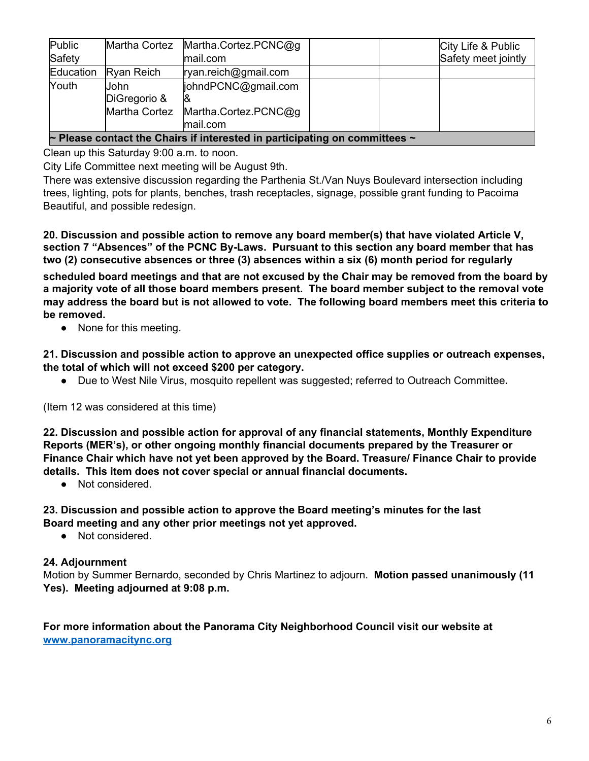| | | | | | |
|---|---|---|---|---|---|
| Public Safety | Martha Cortez | Martha.Cortez.PCNC@gmail.com | | | City Life & Public Safety meet jointly |
| Education | Ryan Reich | ryan.reich@gmail.com | | | |
| Youth | John DiGregorio & Martha Cortez | johndPCNC@gmail.com & Martha.Cortez.PCNC@gmail.com | | | |
| **~ Please contact the Chairs if interested in participating on committees ~** | | | | | |

Clean up this Saturday 9:00 a.m. to noon.
City Life Committee next meeting will be August 9th.
There was extensive discussion regarding the Parthenia St./Van Nuys Boulevard intersection including trees, lighting, pots for plants, benches, trash receptacles, signage, possible grant funding to Pacoima Beautiful, and possible redesign.

**20. Discussion and possible action to remove any board member(s) that have violated Article V, section 7 "Absences" of the PCNC By-Laws. Pursuant to this section any board member that has two (2) consecutive absences or three (3) absences within a six (6) month period for regularly scheduled board meetings and that are not excused by the Chair may be removed from the board by a majority vote of all those board members present. The board member subject to the removal vote may address the board but is not allowed to vote. The following board members meet this criteria to be removed.**

- None for this meeting.

**21. Discussion and possible action to approve an unexpected office supplies or outreach expenses, the total of which will not exceed $200 per category.**

- Due to West Nile Virus, mosquito repellent was suggested; referred to Outreach Committee**.**

(Item 12 was considered at this time)

**22. Discussion and possible action for approval of any financial statements, Monthly Expenditure Reports (MER's), or other ongoing monthly financial documents prepared by the Treasurer or Finance Chair which have not yet been approved by the Board. Treasure/ Finance Chair to provide details. This item does not cover special or annual financial documents.**

- Not considered.

**23. Discussion and possible action to approve the Board meeting's minutes for the last Board meeting and any other prior meetings not yet approved.**

- Not considered.

**24. Adjournment**
Motion by Summer Bernardo, seconded by Chris Martinez to adjourn. **Motion passed unanimously (11 Yes). Meeting adjourned at 9:08 p.m.**

**For more information about the Panorama City Neighborhood Council visit our website at [www.panoramacitync.org](http://www.panoramacitync.org)**